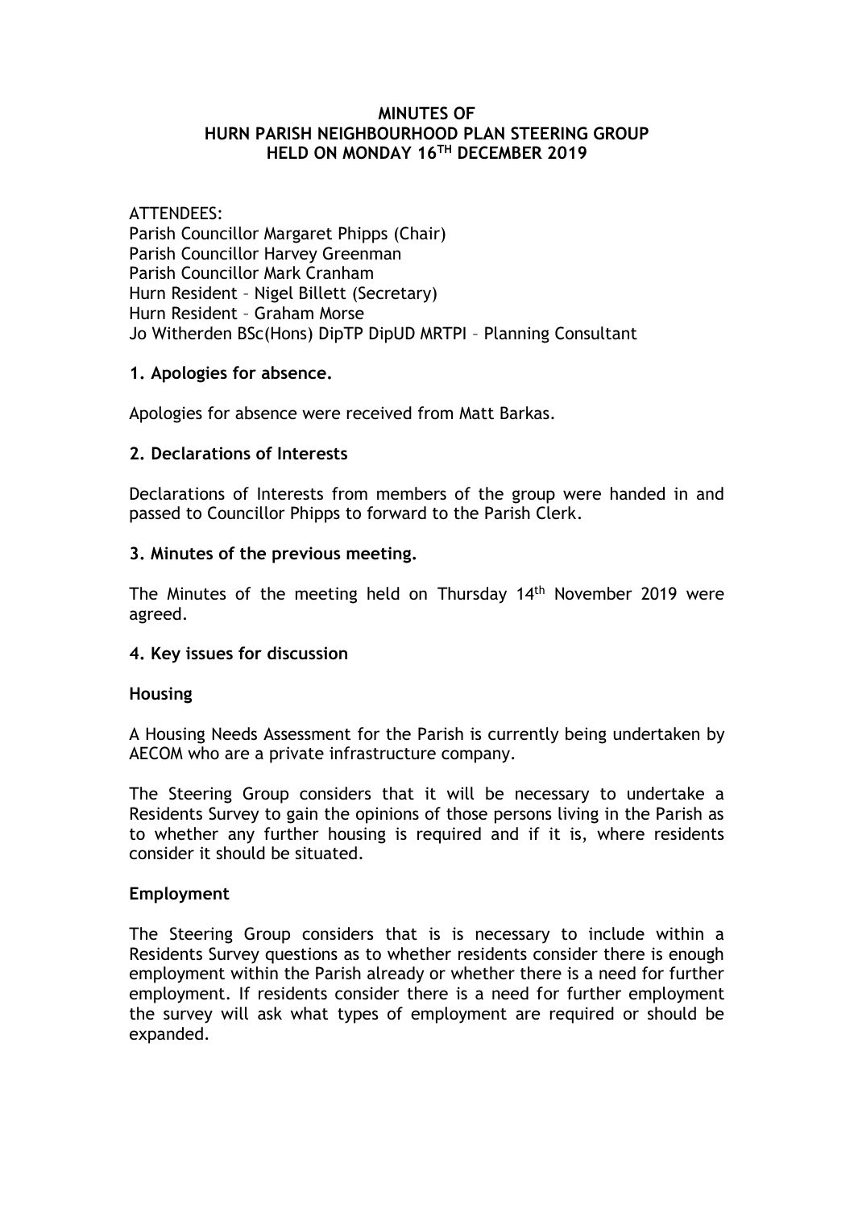# MINUTES OF HURN PARISH NEIGHBOURHOOD PLAN STEERING GROUP HELD ON MONDAY 16TH DECEMBER 2019

ATTENDEES:
Parish Councillor Margaret Phipps (Chair)
Parish Councillor Harvey Greenman
Parish Councillor Mark Cranham
Hurn Resident – Nigel Billett (Secretary)
Hurn Resident – Graham Morse
Jo Witherden BSc(Hons) DipTP DipUD MRTPI – Planning Consultant

## 1. Apologies for absence.

Apologies for absence were received from Matt Barkas.

## 2. Declarations of Interests

Declarations of Interests from members of the group were handed in and passed to Councillor Phipps to forward to the Parish Clerk.

## 3. Minutes of the previous meeting.

The Minutes of the meeting held on Thursday 14th November 2019 were agreed.

## 4. Key issues for discussion

### Housing

A Housing Needs Assessment for the Parish is currently being undertaken by AECOM who are a private infrastructure company.

The Steering Group considers that it will be necessary to undertake a Residents Survey to gain the opinions of those persons living in the Parish as to whether any further housing is required and if it is, where residents consider it should be situated.

### Employment

The Steering Group considers that is is necessary to include within a Residents Survey questions as to whether residents consider there is enough employment within the Parish already or whether there is a need for further employment. If residents consider there is a need for further employment the survey will ask what types of employment are required or should be expanded.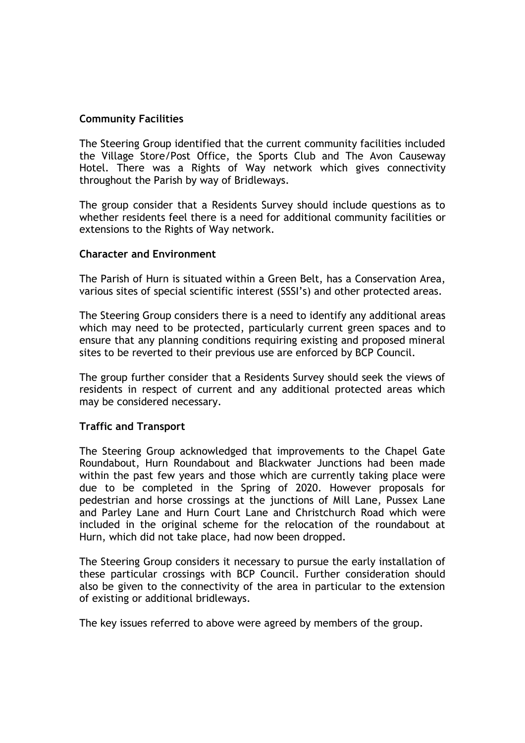**Community Facilities**

The Steering Group identified that the current community facilities included the Village Store/Post Office, the Sports Club and The Avon Causeway Hotel. There was a Rights of Way network which gives connectivity throughout the Parish by way of Bridleways.

The group consider that a Residents Survey should include questions as to whether residents feel there is a need for additional community facilities or extensions to the Rights of Way network.

**Character and Environment**

The Parish of Hurn is situated within a Green Belt, has a Conservation Area, various sites of special scientific interest (SSSI's) and other protected areas.

The Steering Group considers there is a need to identify any additional areas which may need to be protected, particularly current green spaces and to ensure that any planning conditions requiring existing and proposed mineral sites to be reverted to their previous use are enforced by BCP Council.

The group further consider that a Residents Survey should seek the views of residents in respect of current and any additional protected areas which may be considered necessary.

**Traffic and Transport**

The Steering Group acknowledged that improvements to the Chapel Gate Roundabout, Hurn Roundabout and Blackwater Junctions had been made within the past few years and those which are currently taking place were due to be completed in the Spring of 2020. However proposals for pedestrian and horse crossings at the junctions of Mill Lane, Pussex Lane and Parley Lane and Hurn Court Lane and Christchurch Road which were included in the original scheme for the relocation of the roundabout at Hurn, which did not take place, had now been dropped.

The Steering Group considers it necessary to pursue the early installation of these particular crossings with BCP Council. Further consideration should also be given to the connectivity of the area in particular to the extension of existing or additional bridleways.

The key issues referred to above were agreed by members of the group.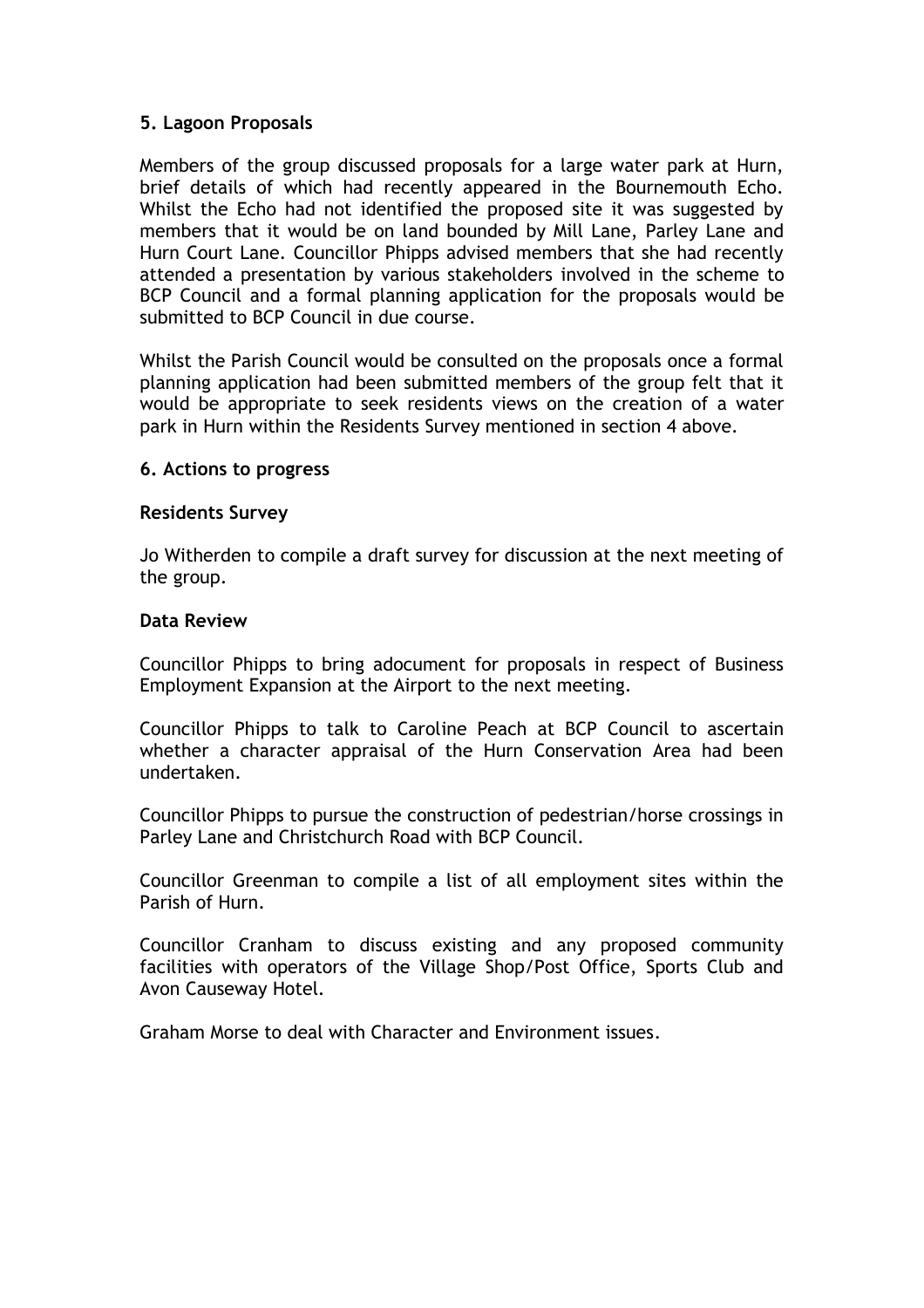### 5. Lagoon Proposals

Members of the group discussed proposals for a large water park at Hurn, brief details of which had recently appeared in the Bournemouth Echo. Whilst the Echo had not identified the proposed site it was suggested by members that it would be on land bounded by Mill Lane, Parley Lane and Hurn Court Lane. Councillor Phipps advised members that she had recently attended a presentation by various stakeholders involved in the scheme to BCP Council and a formal planning application for the proposals would be submitted to BCP Council in due course.

Whilst the Parish Council would be consulted on the proposals once a formal planning application had been submitted members of the group felt that it would be appropriate to seek residents views on the creation of a water park in Hurn within the Residents Survey mentioned in section 4 above.

### 6. Actions to progress

**Residents Survey**

Jo Witherden to compile a draft survey for discussion at the next meeting of the group.

**Data Review**

Councillor Phipps to bring adocument for proposals in respect of Business Employment Expansion at the Airport to the next meeting.

Councillor Phipps to talk to Caroline Peach at BCP Council to ascertain whether a character appraisal of the Hurn Conservation Area had been undertaken.

Councillor Phipps to pursue the construction of pedestrian/horse crossings in Parley Lane and Christchurch Road with BCP Council.

Councillor Greenman to compile a list of all employment sites within the Parish of Hurn.

Councillor Cranham to discuss existing and any proposed community facilities with operators of the Village Shop/Post Office, Sports Club and Avon Causeway Hotel.

Graham Morse to deal with Character and Environment issues.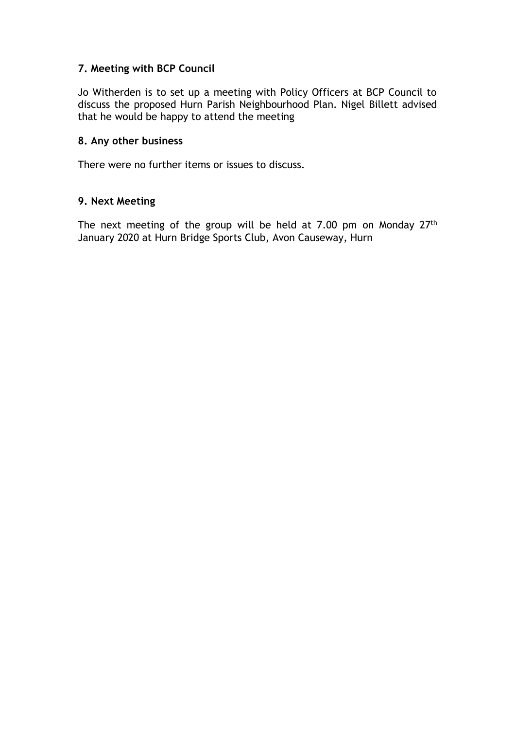### 7. Meeting with BCP Council

Jo Witherden is to set up a meeting with Policy Officers at BCP Council to discuss the proposed Hurn Parish Neighbourhood Plan. Nigel Billett advised that he would be happy to attend the meeting

### 8. Any other business

There were no further items or issues to discuss.

### 9. Next Meeting

The next meeting of the group will be held at 7.00 pm on Monday 27th January 2020 at Hurn Bridge Sports Club, Avon Causeway, Hurn